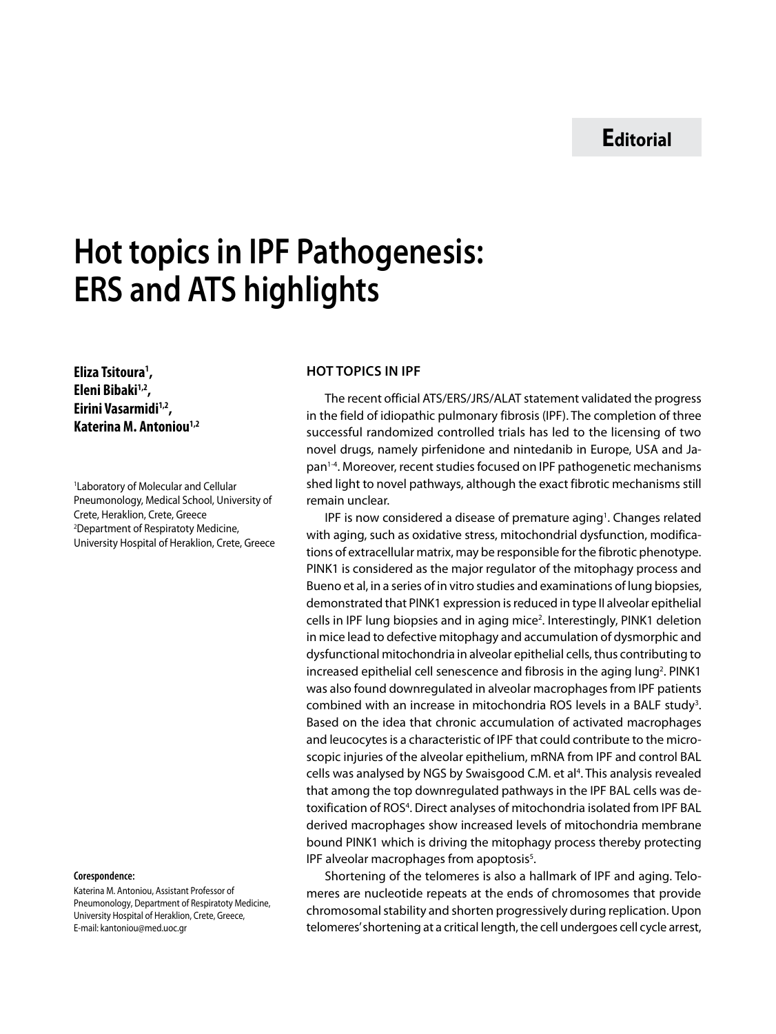**Editorial**

# Hot topics in IPF Pathogenesis: ERS and ATS highlights

**Eliza Tsitoura[1], Eleni Bibaki[1,2], Eirini Vasarmidi[1,2], Katerina M. Antoniou[1,2]**

[1]Laboratory of Molecular and Cellular Pneumonology, Medical School, University of Crete, Heraklion, Crete, Greece
[2]Department of Respiratoty Medicine, University Hospital of Heraklion, Crete, Greece

**Corespondence:**
Katerina M. Antoniou, Assistant Professor of Pneumonology, Department of Respiratoty Medicine, University Hospital of Heraklion, Crete, Greece, E-mail: kantoniou@med.uoc.gr

## HOT TOPICS IN IPF

The recent official ATS/ERS/JRS/ALAT statement validated the progress in the field of idiopathic pulmonary fibrosis (IPF). The completion of three successful randomized controlled trials has led to the licensing of two novel drugs, namely pirfenidone and nintedanib in Europe, USA and Japan[1-4]. Moreover, recent studies focused on IPF pathogenetic mechanisms shed light to novel pathways, although the exact fibrotic mechanisms still remain unclear.

IPF is now considered a disease of premature aging[1]. Changes related with aging, such as oxidative stress, mitochondrial dysfunction, modifications of extracellular matrix, may be responsible for the fibrotic phenotype. PINK1 is considered as the major regulator of the mitophagy process and Bueno et al, in a series of in vitro studies and examinations of lung biopsies, demonstrated that PINK1 expression is reduced in type II alveolar epithelial cells in IPF lung biopsies and in aging mice[2]. Interestingly, PINK1 deletion in mice lead to defective mitophagy and accumulation of dysmorphic and dysfunctional mitochondria in alveolar epithelial cells, thus contributing to increased epithelial cell senescence and fibrosis in the aging lung[2]. PINK1 was also found downregulated in alveolar macrophages from IPF patients combined with an increase in mitochondria ROS levels in a BALF study[3]. Based on the idea that chronic accumulation of activated macrophages and leucocytes is a characteristic of IPF that could contribute to the microscopic injuries of the alveolar epithelium, mRNA from IPF and control BAL cells was analysed by NGS by Swaisgood C.M. et al[4]. This analysis revealed that among the top downregulated pathways in the IPF BAL cells was detoxification of ROS[4]. Direct analyses of mitochondria isolated from IPF BAL derived macrophages show increased levels of mitochondria membrane bound PINK1 which is driving the mitophagy process thereby protecting IPF alveolar macrophages from apoptosis[5].

Shortening of the telomeres is also a hallmark of IPF and aging. Telomeres are nucleotide repeats at the ends of chromosomes that provide chromosomal stability and shorten progressively during replication. Upon telomeres' shortening at a critical length, the cell undergoes cell cycle arrest,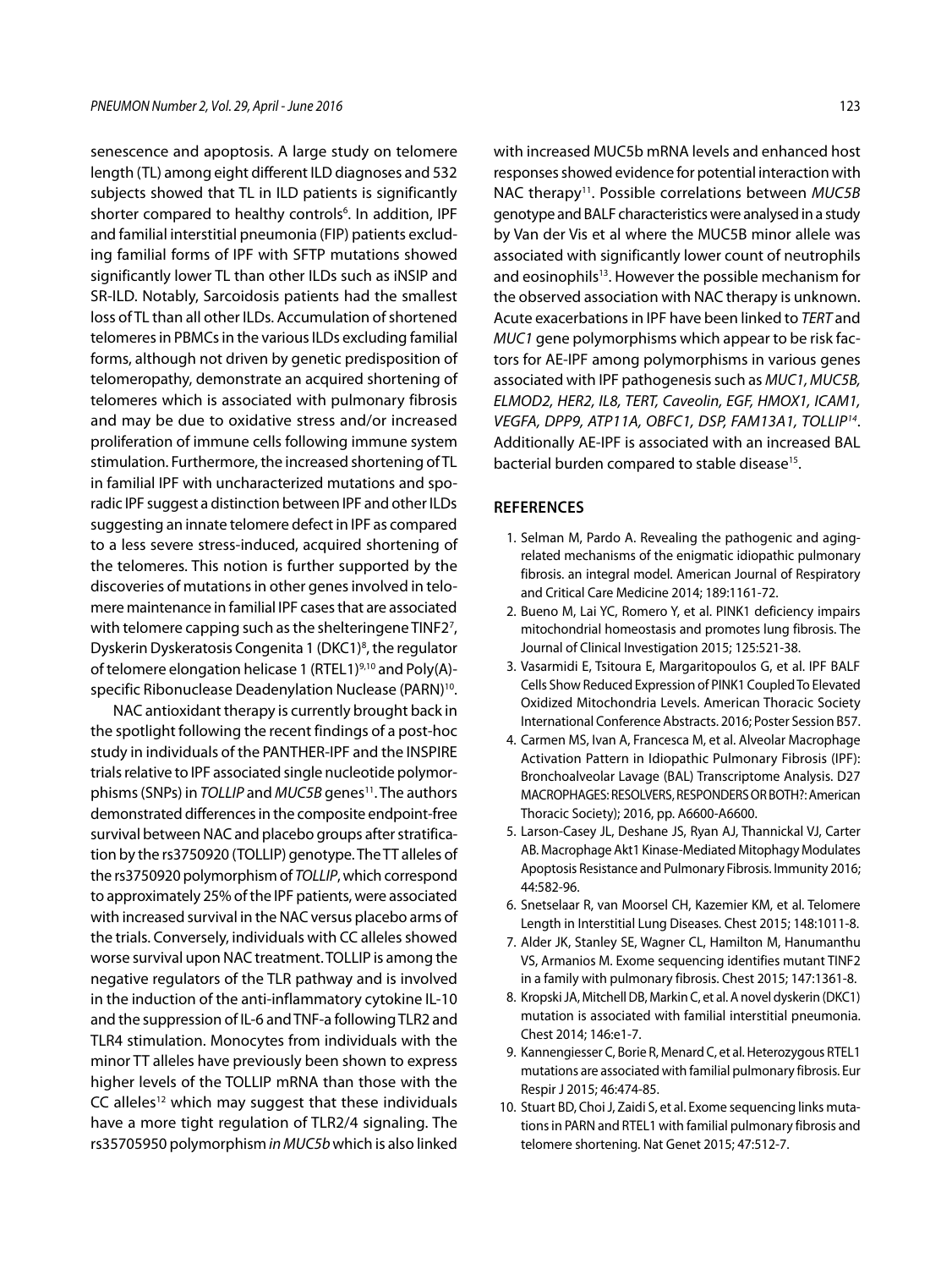senescence and apoptosis. A large study on telomere length (TL) among eight different ILD diagnoses and 532 subjects showed that TL in ILD patients is significantly shorter compared to healthy controls[6]. In addition, IPF and familial interstitial pneumonia (FIP) patients excluding familial forms of IPF with SFTP mutations showed significantly lower TL than other ILDs such as iNSIP and SR-ILD. Notably, Sarcoidosis patients had the smallest loss of TL than all other ILDs. Accumulation of shortened telomeres in PBMCs in the various ILDs excluding familial forms, although not driven by genetic predisposition of telomeropathy, demonstrate an acquired shortening of telomeres which is associated with pulmonary fibrosis and may be due to oxidative stress and/or increased proliferation of immune cells following immune system stimulation. Furthermore, the increased shortening of TL in familial IPF with uncharacterized mutations and sporadic IPF suggest a distinction between IPF and other ILDs suggesting an innate telomere defect in IPF as compared to a less severe stress-induced, acquired shortening of the telomeres. This notion is further supported by the discoveries of mutations in other genes involved in telomere maintenance in familial IPF cases that are associated with telomere capping such as the shelteringene TINF2[7], Dyskerin Dyskeratosis Congenita 1 (DKC1)[8], the regulator of telomere elongation helicase 1 (RTEL1)[9,10] and Poly(A)-specific Ribonuclease Deadenylation Nuclease (PARN)[10].

NAC antioxidant therapy is currently brought back in the spotlight following the recent findings of a post-hoc study in individuals of the PANTHER-IPF and the INSPIRE trials relative to IPF associated single nucleotide polymorphisms (SNPs) in *TOLLIP* and *MUC5B* genes[11]. The authors demonstrated differences in the composite endpoint-free survival between NAC and placebo groups after stratification by the rs3750920 (TOLLIP) genotype. The TT alleles of the rs3750920 polymorphism of *TOLLIP*, which correspond to approximately 25% of the IPF patients, were associated with increased survival in the NAC versus placebo arms of the trials. Conversely, individuals with CC alleles showed worse survival upon NAC treatment. TOLLIP is among the negative regulators of the TLR pathway and is involved in the induction of the anti-inflammatory cytokine IL-10 and the suppression of IL-6 and TNF-a following TLR2 and TLR4 stimulation. Monocytes from individuals with the minor TT alleles have previously been shown to express higher levels of the TOLLIP mRNA than those with the CC alleles[12] which may suggest that these individuals have a more tight regulation of TLR2/4 signaling. The rs35705950 polymorphism *in MUC5b* which is also linked with increased MUC5b mRNA levels and enhanced host responses showed evidence for potential interaction with NAC therapy[11]. Possible correlations between *MUC5B* genotype and BALF characteristics were analysed in a study by Van der Vis et al where the MUC5B minor allele was associated with significantly lower count of neutrophils and eosinophils[13]. However the possible mechanism for the observed association with NAC therapy is unknown. Acute exacerbations in IPF have been linked to *TERT* and *MUC1* gene polymorphisms which appear to be risk factors for AE-IPF among polymorphisms in various genes associated with IPF pathogenesis such as *MUC1, MUC5B, ELMOD2, HER2, IL8, TERT, Caveolin, EGF, HMOX1, ICAM1, VEGFA, DPP9, ATP11A, OBFC1, DSP, FAM13A1, TOLLIP*[14]. Additionally AE-IPF is associated with an increased BAL bacterial burden compared to stable disease[15].

## REFERENCES

1. Selman M, Pardo A. Revealing the pathogenic and aging-related mechanisms of the enigmatic idiopathic pulmonary fibrosis. an integral model. American Journal of Respiratory and Critical Care Medicine 2014; 189:1161-72.
2. Bueno M, Lai YC, Romero Y, et al. PINK1 deficiency impairs mitochondrial homeostasis and promotes lung fibrosis. The Journal of Clinical Investigation 2015; 125:521-38.
3. Vasarmidi E, Tsitoura E, Margaritopoulos G, et al. IPF BALF Cells Show Reduced Expression of PINK1 Coupled To Elevated Oxidized Mitochondria Levels. American Thoracic Society International Conference Abstracts. 2016; Poster Session B57.
4. Carmen MS, Ivan A, Francesca M, et al. Alveolar Macrophage Activation Pattern in Idiopathic Pulmonary Fibrosis (IPF): Bronchoalveolar Lavage (BAL) Transcriptome Analysis. D27 MACROPHAGES: RESOLVERS, RESPONDERS OR BOTH?: American Thoracic Society); 2016, pp. A6600-A6600.
5. Larson-Casey JL, Deshane JS, Ryan AJ, Thannickal VJ, Carter AB. Macrophage Akt1 Kinase-Mediated Mitophagy Modulates Apoptosis Resistance and Pulmonary Fibrosis. Immunity 2016; 44:582-96.
6. Snetselaar R, van Moorsel CH, Kazemier KM, et al. Telomere Length in Interstitial Lung Diseases. Chest 2015; 148:1011-8.
7. Alder JK, Stanley SE, Wagner CL, Hamilton M, Hanumanthu VS, Armanios M. Exome sequencing identifies mutant TINF2 in a family with pulmonary fibrosis. Chest 2015; 147:1361-8.
8. Kropski JA, Mitchell DB, Markin C, et al. A novel dyskerin (DKC1) mutation is associated with familial interstitial pneumonia. Chest 2014; 146:e1-7.
9. Kannengiesser C, Borie R, Menard C, et al. Heterozygous RTEL1 mutations are associated with familial pulmonary fibrosis. Eur Respir J 2015; 46:474-85.
10. Stuart BD, Choi J, Zaidi S, et al. Exome sequencing links mutations in PARN and RTEL1 with familial pulmonary fibrosis and telomere shortening. Nat Genet 2015; 47:512-7.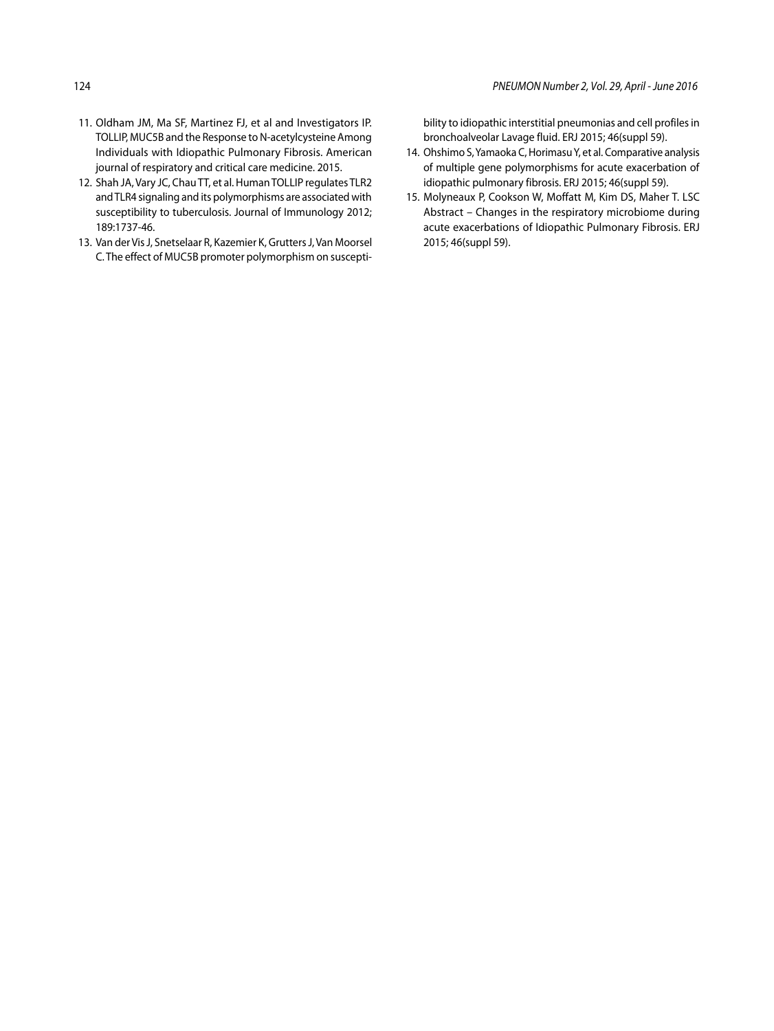11. Oldham JM, Ma SF, Martinez FJ, et al and Investigators IP. TOLLIP, MUC5B and the Response to N-acetylcysteine Among Individuals with Idiopathic Pulmonary Fibrosis. American journal of respiratory and critical care medicine. 2015.
12. Shah JA, Vary JC, Chau TT, et al. Human TOLLIP regulates TLR2 and TLR4 signaling and its polymorphisms are associated with susceptibility to tuberculosis. Journal of Immunology 2012; 189:1737-46.
13. Van der Vis J, Snetselaar R, Kazemier K, Grutters J, Van Moorsel C. The effect of MUC5B promoter polymorphism on susceptibility to idiopathic interstitial pneumonias and cell profiles in bronchoalveolar Lavage fluid. ERJ 2015; 46(suppl 59).
14. Ohshimo S, Yamaoka C, Horimasu Y, et al. Comparative analysis of multiple gene polymorphisms for acute exacerbation of idiopathic pulmonary fibrosis. ERJ 2015; 46(suppl 59).
15. Molyneaux P, Cookson W, Moffatt M, Kim DS, Maher T. LSC Abstract – Changes in the respiratory microbiome during acute exacerbations of Idiopathic Pulmonary Fibrosis. ERJ 2015; 46(suppl 59).